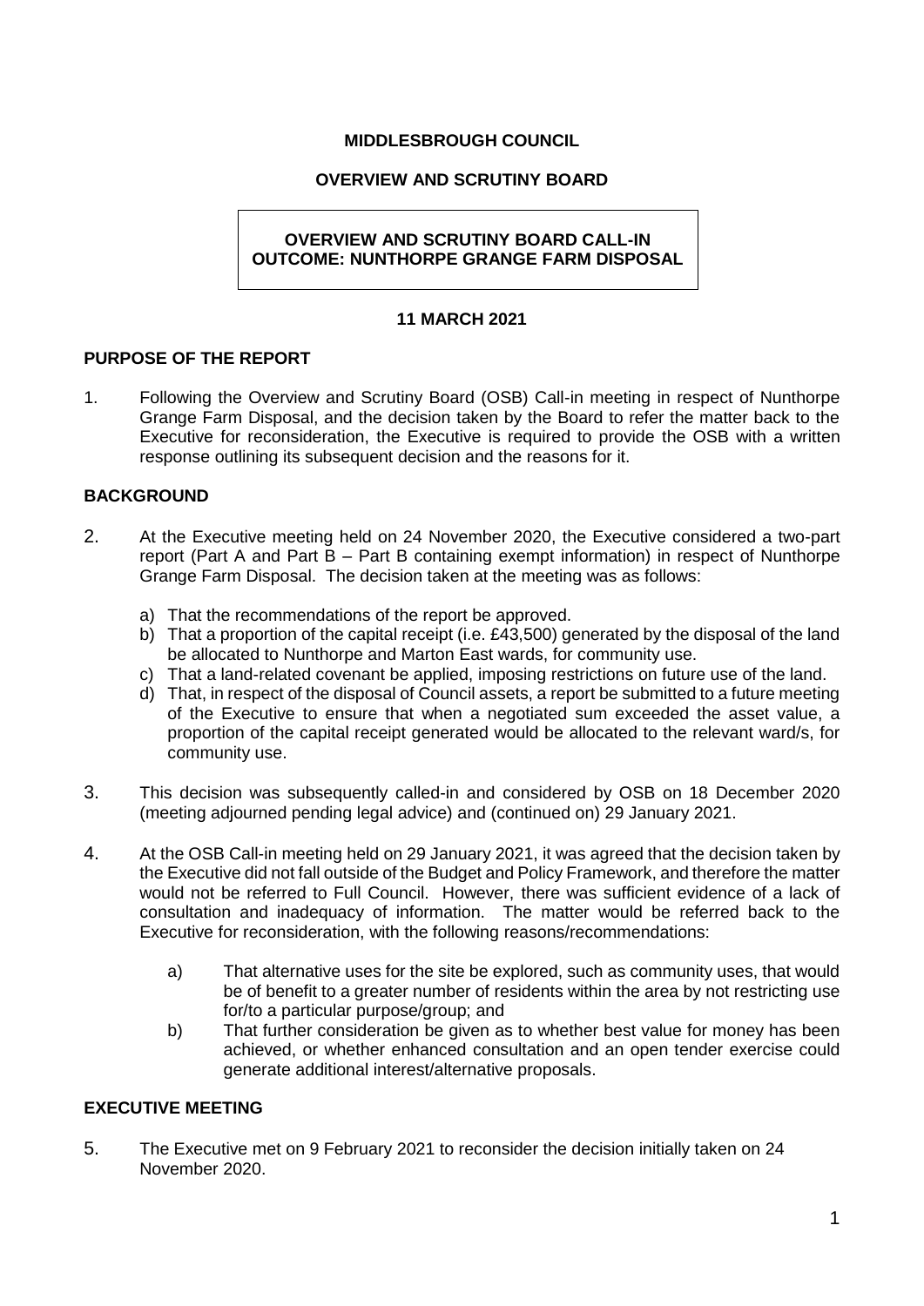**MIDDLESBROUGH COUNCIL**

**OVERVIEW AND SCRUTINY BOARD**

**OVERVIEW AND SCRUTINY BOARD CALL-IN OUTCOME: NUNTHORPE GRANGE FARM DISPOSAL**

**11 MARCH 2021**

**PURPOSE OF THE REPORT**

1. Following the Overview and Scrutiny Board (OSB) Call-in meeting in respect of Nunthorpe Grange Farm Disposal, and the decision taken by the Board to refer the matter back to the Executive for reconsideration, the Executive is required to provide the OSB with a written response outlining its subsequent decision and the reasons for it.

**BACKGROUND**

2. At the Executive meeting held on 24 November 2020, the Executive considered a two-part report (Part A and Part B – Part B containing exempt information) in respect of Nunthorpe Grange Farm Disposal. The decision taken at the meeting was as follows:

   a) That the recommendations of the report be approved.
   b) That a proportion of the capital receipt (i.e. £43,500) generated by the disposal of the land be allocated to Nunthorpe and Marton East wards, for community use.
   c) That a land-related covenant be applied, imposing restrictions on future use of the land.
   d) That, in respect of the disposal of Council assets, a report be submitted to a future meeting of the Executive to ensure that when a negotiated sum exceeded the asset value, a proportion of the capital receipt generated would be allocated to the relevant ward/s, for community use.

3. This decision was subsequently called-in and considered by OSB on 18 December 2020 (meeting adjourned pending legal advice) and (continued on) 29 January 2021.

4. At the OSB Call-in meeting held on 29 January 2021, it was agreed that the decision taken by the Executive did not fall outside of the Budget and Policy Framework, and therefore the matter would not be referred to Full Council. However, there was sufficient evidence of a lack of consultation and inadequacy of information. The matter would be referred back to the Executive for reconsideration, with the following reasons/recommendations:

   a) That alternative uses for the site be explored, such as community uses, that would be of benefit to a greater number of residents within the area by not restricting use for/to a particular purpose/group; and
   b) That further consideration be given as to whether best value for money has been achieved, or whether enhanced consultation and an open tender exercise could generate additional interest/alternative proposals.

**EXECUTIVE MEETING**

5. The Executive met on 9 February 2021 to reconsider the decision initially taken on 24 November 2020.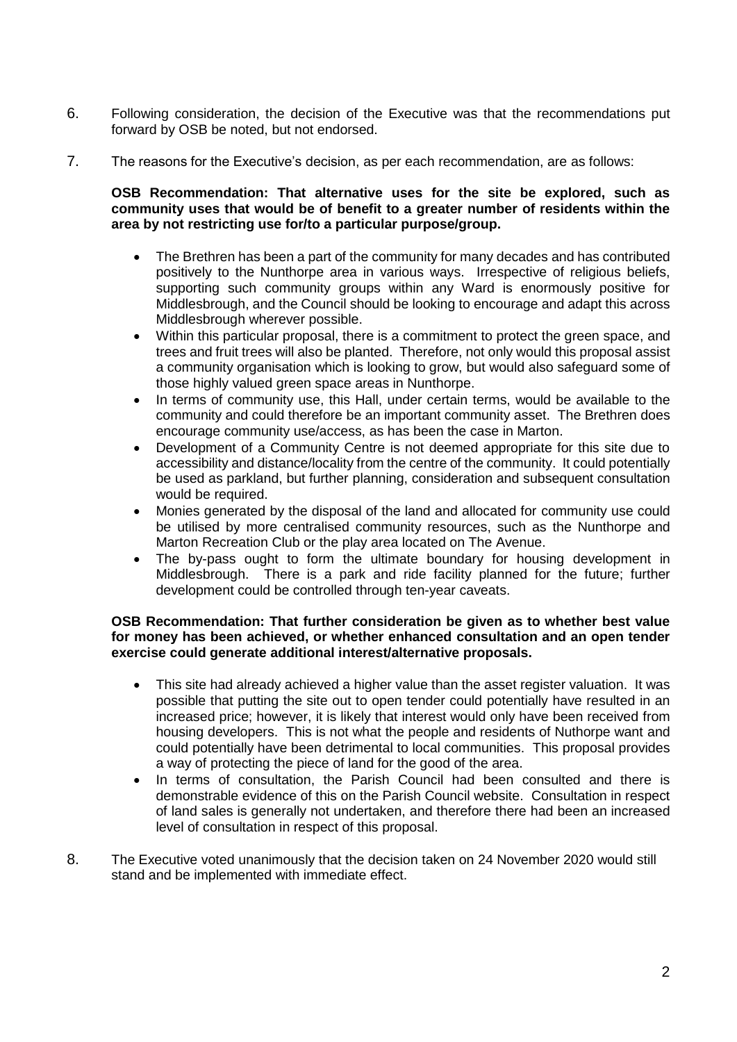6. Following consideration, the decision of the Executive was that the recommendations put forward by OSB be noted, but not endorsed.

7. The reasons for the Executive's decision, as per each recommendation, are as follows:

   **OSB Recommendation: That alternative uses for the site be explored, such as community uses that would be of benefit to a greater number of residents within the area by not restricting use for/to a particular purpose/group.**

   - The Brethren has been a part of the community for many decades and has contributed positively to the Nunthorpe area in various ways. Irrespective of religious beliefs, supporting such community groups within any Ward is enormously positive for Middlesbrough, and the Council should be looking to encourage and adapt this across Middlesbrough wherever possible.
   - Within this particular proposal, there is a commitment to protect the green space, and trees and fruit trees will also be planted. Therefore, not only would this proposal assist a community organisation which is looking to grow, but would also safeguard some of those highly valued green space areas in Nunthorpe.
   - In terms of community use, this Hall, under certain terms, would be available to the community and could therefore be an important community asset. The Brethren does encourage community use/access, as has been the case in Marton.
   - Development of a Community Centre is not deemed appropriate for this site due to accessibility and distance/locality from the centre of the community. It could potentially be used as parkland, but further planning, consideration and subsequent consultation would be required.
   - Monies generated by the disposal of the land and allocated for community use could be utilised by more centralised community resources, such as the Nunthorpe and Marton Recreation Club or the play area located on The Avenue.
   - The by-pass ought to form the ultimate boundary for housing development in Middlesbrough. There is a park and ride facility planned for the future; further development could be controlled through ten-year caveats.

   **OSB Recommendation: That further consideration be given as to whether best value for money has been achieved, or whether enhanced consultation and an open tender exercise could generate additional interest/alternative proposals.**

   - This site had already achieved a higher value than the asset register valuation. It was possible that putting the site out to open tender could potentially have resulted in an increased price; however, it is likely that interest would only have been received from housing developers. This is not what the people and residents of Nuthorpe want and could potentially have been detrimental to local communities. This proposal provides a way of protecting the piece of land for the good of the area.
   - In terms of consultation, the Parish Council had been consulted and there is demonstrable evidence of this on the Parish Council website. Consultation in respect of land sales is generally not undertaken, and therefore there had been an increased level of consultation in respect of this proposal.

8. The Executive voted unanimously that the decision taken on 24 November 2020 would still stand and be implemented with immediate effect.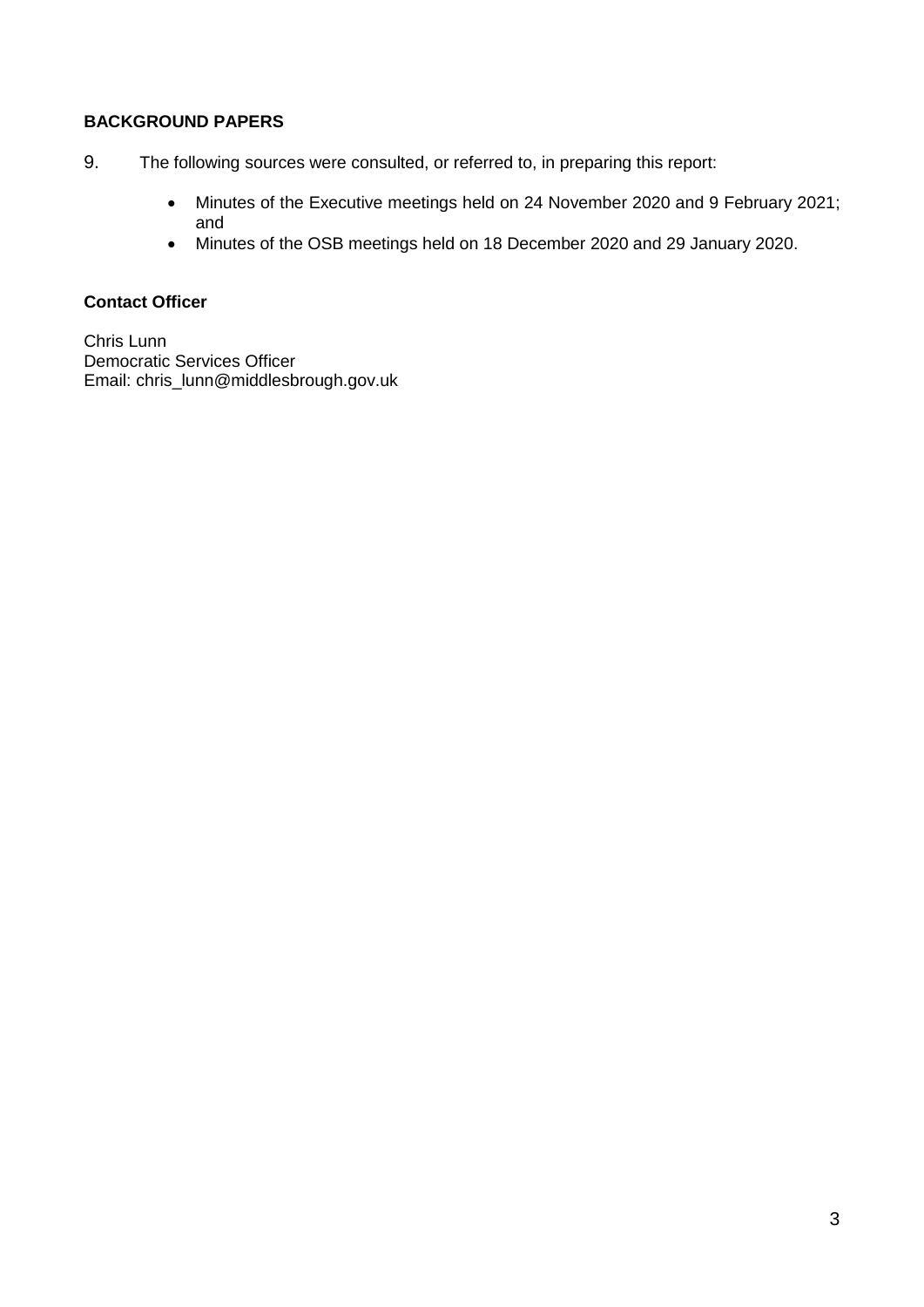**BACKGROUND PAPERS**

9. The following sources were consulted, or referred to, in preparing this report:

- Minutes of the Executive meetings held on 24 November 2020 and 9 February 2021; and
- Minutes of the OSB meetings held on 18 December 2020 and 29 January 2020.

**Contact Officer**

Chris Lunn
Democratic Services Officer
Email: chris_lunn@middlesbrough.gov.uk